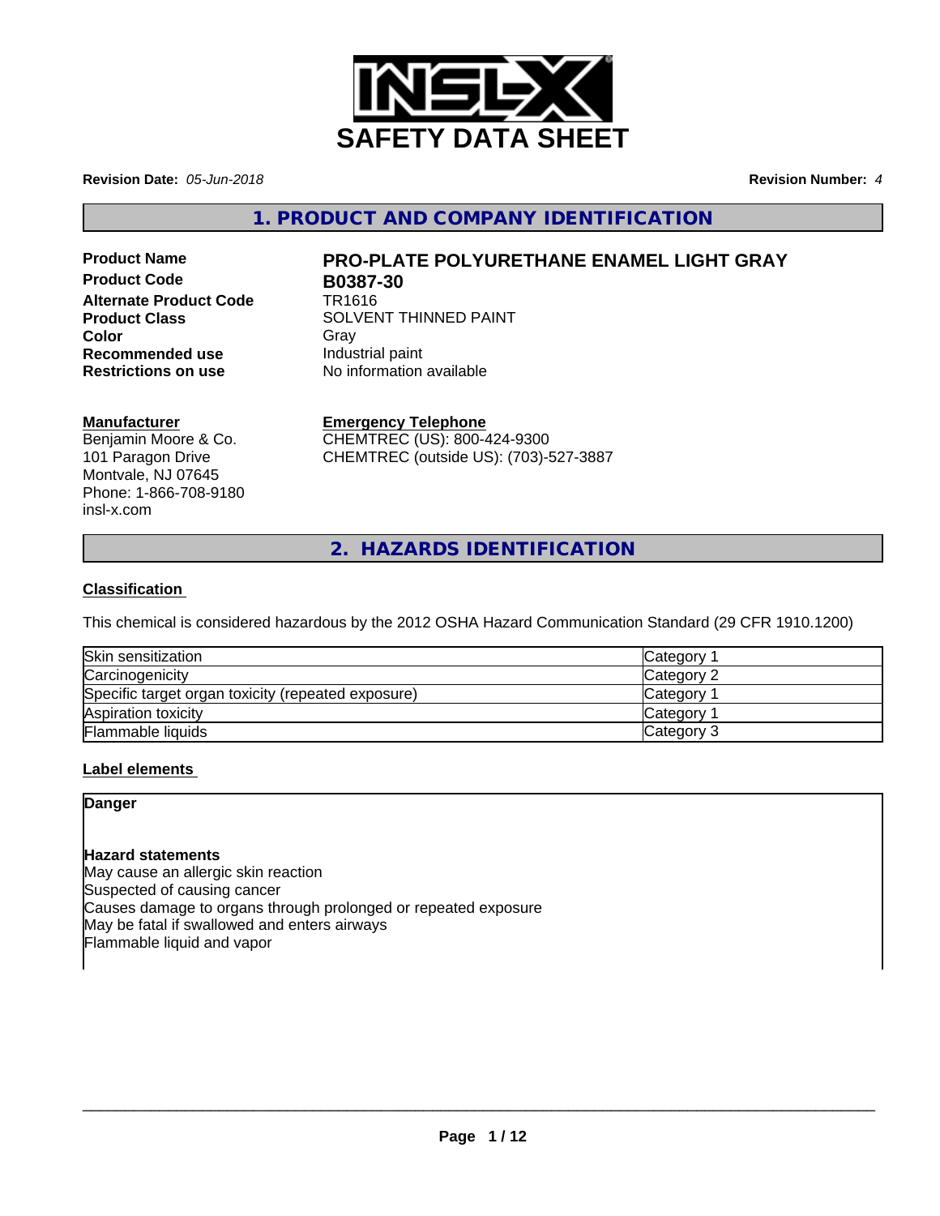# SAFETY DATA SHEET

**Revision Date:** *05-Jun-2018* **Revision Number:** *4*

## 1. PRODUCT AND COMPANY IDENTIFICATION

**Product Name** **PRO-PLATE POLYURETHANE ENAMEL LIGHT GRAY**
**Product Code** **B0387-30**
**Alternate Product Code** TR1616
**Product Class** SOLVENT THINNED PAINT
**Color** Gray
**Recommended use** Industrial paint
**Restrictions on use** No information available

**Manufacturer**
Benjamin Moore & Co.
101 Paragon Drive
Montvale, NJ 07645
Phone: 1-866-708-9180
insl-x.com

**Emergency Telephone**
CHEMTREC (US): 800-424-9300
CHEMTREC (outside US): (703)-527-3887

## 2. HAZARDS IDENTIFICATION

**Classification**

This chemical is considered hazardous by the 2012 OSHA Hazard Communication Standard (29 CFR 1910.1200)

| | |
|---|---|
| Skin sensitization | Category 1 |
| Carcinogenicity | Category 2 |
| Specific target organ toxicity (repeated exposure) | Category 1 |
| Aspiration toxicity | Category 1 |
| Flammable liquids | Category 3 |

**Label elements**

**Danger**

**Hazard statements**
May cause an allergic skin reaction
Suspected of causing cancer
Causes damage to organs through prolonged or repeated exposure
May be fatal if swallowed and enters airways
Flammable liquid and vapor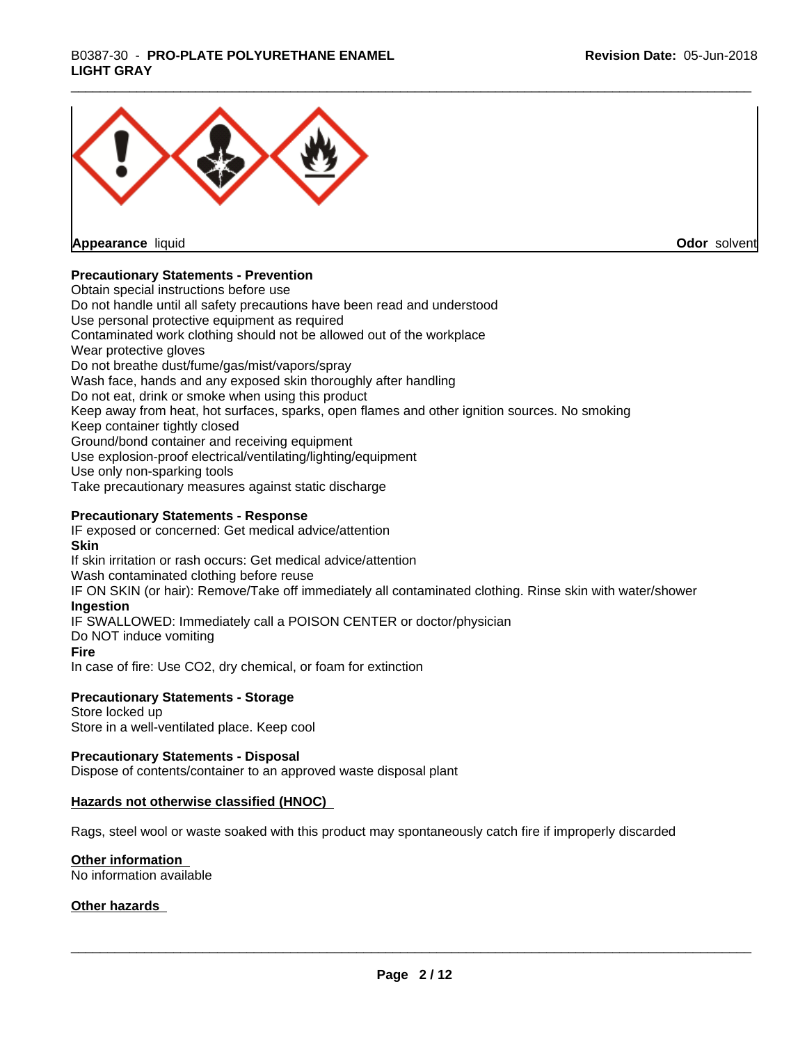Appearance liquid

Odor solvent

**Precautionary Statements - Prevention**

Obtain special instructions before use
Do not handle until all safety precautions have been read and understood
Use personal protective equipment as required
Contaminated work clothing should not be allowed out of the workplace
Wear protective gloves
Do not breathe dust/fume/gas/mist/vapors/spray
Wash face, hands and any exposed skin thoroughly after handling
Do not eat, drink or smoke when using this product
Keep away from heat, hot surfaces, sparks, open flames and other ignition sources. No smoking
Keep container tightly closed
Ground/bond container and receiving equipment
Use explosion-proof electrical/ventilating/lighting/equipment
Use only non-sparking tools
Take precautionary measures against static discharge

**Precautionary Statements - Response**

IF exposed or concerned: Get medical advice/attention

**Skin**

If skin irritation or rash occurs: Get medical advice/attention
Wash contaminated clothing before reuse
IF ON SKIN (or hair): Remove/Take off immediately all contaminated clothing. Rinse skin with water/shower

**Ingestion**

IF SWALLOWED: Immediately call a POISON CENTER or doctor/physician
Do NOT induce vomiting

**Fire**

In case of fire: Use $CO_2$, dry chemical, or foam for extinction

**Precautionary Statements - Storage**

Store locked up
Store in a well-ventilated place. Keep cool

**Precautionary Statements - Disposal**

Dispose of contents/container to an approved waste disposal plant

**Hazards not otherwise classified (HNOC)**

Rags, steel wool or waste soaked with this product may spontaneously catch fire if improperly discarded

**Other information**

No information available

**Other hazards**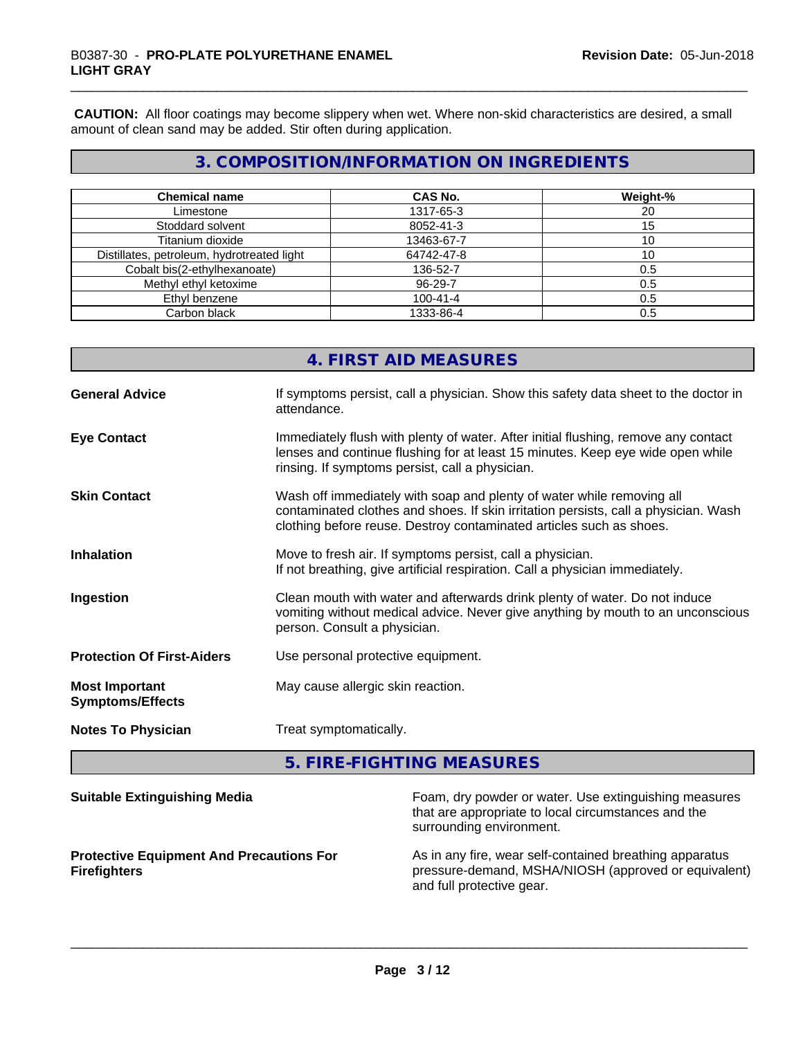**CAUTION:** All floor coatings may become slippery when wet. Where non-skid characteristics are desired, a small amount of clean sand may be added. Stir often during application.

## 3. COMPOSITION/INFORMATION ON INGREDIENTS

| Chemical name | CAS No. | Weight-% |
|---|---|---|
| Limestone | 1317-65-3 | 20 |
| Stoddard solvent | 8052-41-3 | 15 |
| Titanium dioxide | 13463-67-7 | 10 |
| Distillates, petroleum, hydrotreated light | 64742-47-8 | 10 |
| Cobalt bis(2-ethylhexanoate) | 136-52-7 | 0.5 |
| Methyl ethyl ketoxime | 96-29-7 | 0.5 |
| Ethyl benzene | 100-41-4 | 0.5 |
| Carbon black | 1333-86-4 | 0.5 |

## 4. FIRST AID MEASURES

**General Advice**
If symptoms persist, call a physician. Show this safety data sheet to the doctor in attendance.

**Eye Contact**
Immediately flush with plenty of water. After initial flushing, remove any contact lenses and continue flushing for at least 15 minutes. Keep eye wide open while rinsing. If symptoms persist, call a physician.

**Skin Contact**
Wash off immediately with soap and plenty of water while removing all contaminated clothes and shoes. If skin irritation persists, call a physician. Wash clothing before reuse. Destroy contaminated articles such as shoes.

**Inhalation**
Move to fresh air. If symptoms persist, call a physician.
If not breathing, give artificial respiration. Call a physician immediately.

**Ingestion**
Clean mouth with water and afterwards drink plenty of water. Do not induce vomiting without medical advice. Never give anything by mouth to an unconscious person. Consult a physician.

**Protection Of First-Aiders**
Use personal protective equipment.

**Most Important Symptoms/Effects**
May cause allergic skin reaction.

**Notes To Physician**
Treat symptomatically.

## 5. FIRE-FIGHTING MEASURES

**Suitable Extinguishing Media**
Foam, dry powder or water. Use extinguishing measures that are appropriate to local circumstances and the surrounding environment.

**Protective Equipment And Precautions For Firefighters**
As in any fire, wear self-contained breathing apparatus pressure-demand, MSHA/NIOSH (approved or equivalent) and full protective gear.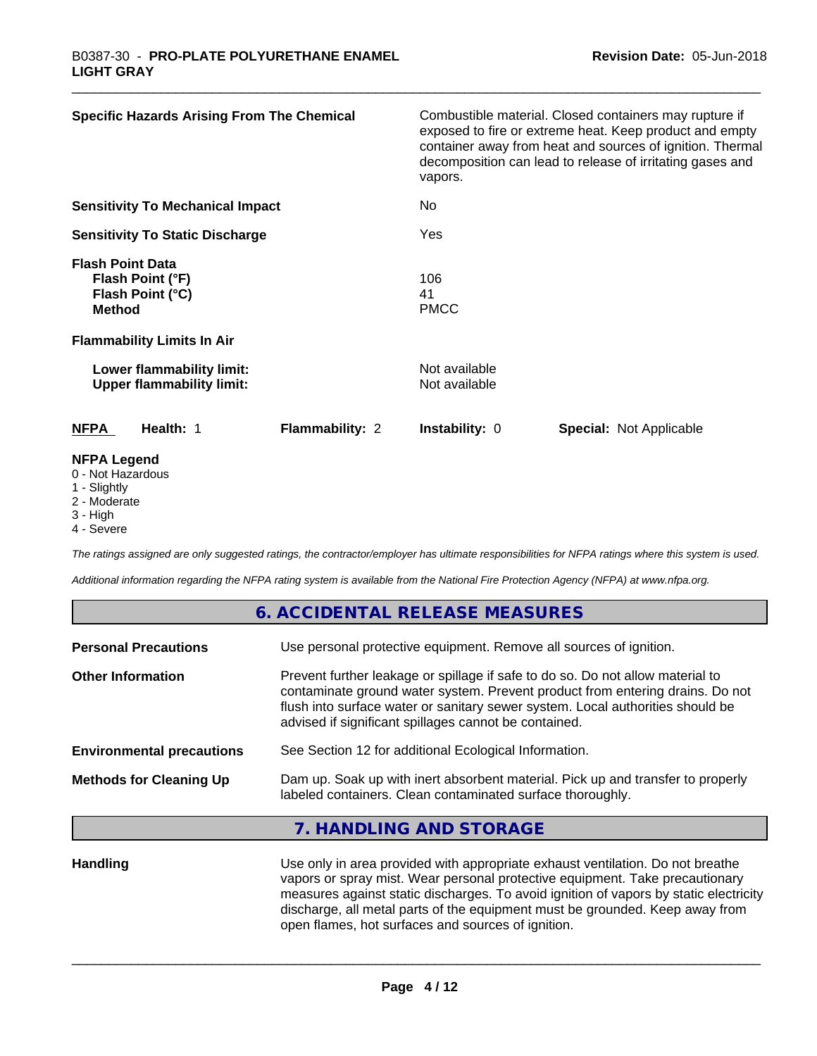| | |
|---|---|
| **Specific Hazards Arising From The Chemical** | Combustible material. Closed containers may rupture if exposed to fire or extreme heat. Keep product and empty container away from heat and sources of ignition. Thermal decomposition can lead to release of irritating gases and vapors. |
| **Sensitivity To Mechanical Impact** | No |
| **Sensitivity To Static Discharge** | Yes |
| **Flash Point Data** | |
| **Flash Point (°F)** | 106 |
| **Flash Point (°C)** | 41 |
| **Method** | PMCC |
| **Flammability Limits In Air** | |
| **Lower flammability limit:** | Not available |
| **Upper flammability limit:** | Not available |

| **NFPA** | **Health:** 1 | **Flammability:** 2 | **Instability:** 0 | **Special:** Not Applicable |
|---|---|---|---|---|

**NFPA Legend**

- 0 - Not Hazardous
- 1 - Slightly
- 2 - Moderate
- 3 - High
- 4 - Severe

*The ratings assigned are only suggested ratings, the contractor/employer has ultimate responsibilities for NFPA ratings where this system is used.*

*Additional information regarding the NFPA rating system is available from the National Fire Protection Agency (NFPA) at www.nfpa.org.*

## 6. ACCIDENTAL RELEASE MEASURES

| | |
|---|---|
| **Personal Precautions** | Use personal protective equipment. Remove all sources of ignition. |
| **Other Information** | Prevent further leakage or spillage if safe to do so. Do not allow material to contaminate ground water system. Prevent product from entering drains. Do not flush into surface water or sanitary sewer system. Local authorities should be advised if significant spillages cannot be contained. |
| **Environmental precautions** | See Section 12 for additional Ecological Information. |
| **Methods for Cleaning Up** | Dam up. Soak up with inert absorbent material. Pick up and transfer to properly labeled containers. Clean contaminated surface thoroughly. |

## 7. HANDLING AND STORAGE

| | |
|---|---|
| **Handling** | Use only in area provided with appropriate exhaust ventilation. Do not breathe vapors or spray mist. Wear personal protective equipment. Take precautionary measures against static discharges. To avoid ignition of vapors by static electricity discharge, all metal parts of the equipment must be grounded. Keep away from open flames, hot surfaces and sources of ignition. |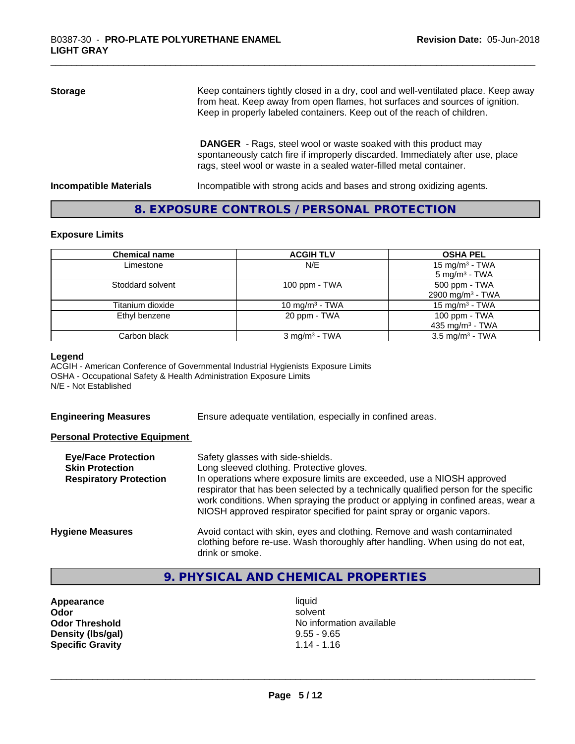**Storage**

Keep containers tightly closed in a dry, cool and well-ventilated place. Keep away from heat. Keep away from open flames, hot surfaces and sources of ignition. Keep in properly labeled containers. Keep out of the reach of children.

**DANGER** - Rags, steel wool or waste soaked with this product may spontaneously catch fire if improperly discarded. Immediately after use, place rags, steel wool or waste in a sealed water-filled metal container.

**Incompatible Materials**

Incompatible with strong acids and bases and strong oxidizing agents.

## 8. EXPOSURE CONTROLS / PERSONAL PROTECTION

### Exposure Limits

| Chemical name | ACGIH TLV | OSHA PEL |
|---|---|---|
| Limestone | N/E | 15 mg/m³ - TWA<br>5 mg/m³ - TWA |
| Stoddard solvent | 100 ppm - TWA | 500 ppm - TWA<br>2900 mg/m³ - TWA |
| Titanium dioxide | 10 mg/m³ - TWA | 15 mg/m³ - TWA |
| Ethyl benzene | 20 ppm - TWA | 100 ppm - TWA<br>435 mg/m³ - TWA |
| Carbon black | 3 mg/m³ - TWA | 3.5 mg/m³ - TWA |

**Legend**

ACGIH - American Conference of Governmental Industrial Hygienists Exposure Limits
OSHA - Occupational Safety & Health Administration Exposure Limits
N/E - Not Established

**Engineering Measures**

Ensure adequate ventilation, especially in confined areas.

**Personal Protective Equipment**

**Eye/Face Protection**

Safety glasses with side-shields.

**Skin Protection**

Long sleeved clothing. Protective gloves.

**Respiratory Protection**

In operations where exposure limits are exceeded, use a NIOSH approved respirator that has been selected by a technically qualified person for the specific work conditions. When spraying the product or applying in confined areas, wear a NIOSH approved respirator specified for paint spray or organic vapors.

**Hygiene Measures**

Avoid contact with skin, eyes and clothing. Remove and wash contaminated clothing before re-use. Wash thoroughly after handling. When using do not eat, drink or smoke.

## 9. PHYSICAL AND CHEMICAL PROPERTIES

| | |
|---|---|
| **Appearance** | liquid |
| **Odor** | solvent |
| **Odor Threshold** | No information available |
| **Density (lbs/gal)** | 9.55 - 9.65 |
| **Specific Gravity** | 1.14 - 1.16 |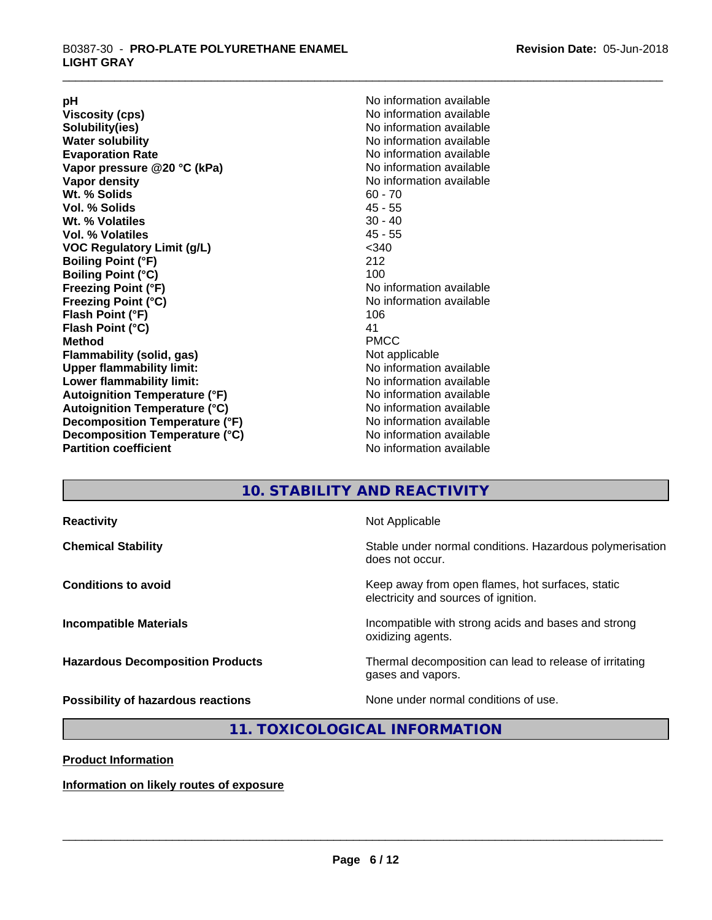| | |
|---|---|
| **pH** | No information available |
| **Viscosity (cps)** | No information available |
| **Solubility(ies)** | No information available |
| **Water solubility** | No information available |
| **Evaporation Rate** | No information available |
| **Vapor pressure @20 °C (kPa)** | No information available |
| **Vapor density** | No information available |
| **Wt. % Solids** | 60 - 70 |
| **Vol. % Solids** | 45 - 55 |
| **Wt. % Volatiles** | 30 - 40 |
| **Vol. % Volatiles** | 45 - 55 |
| **VOC Regulatory Limit (g/L)** | <340 |
| **Boiling Point (°F)** | 212 |
| **Boiling Point (°C)** | 100 |
| **Freezing Point (°F)** | No information available |
| **Freezing Point (°C)** | No information available |
| **Flash Point (°F)** | 106 |
| **Flash Point (°C)** | 41 |
| **Method** | PMCC |
| **Flammability (solid, gas)** | Not applicable |
| **Upper flammability limit:** | No information available |
| **Lower flammability limit:** | No information available |
| **Autoignition Temperature (°F)** | No information available |
| **Autoignition Temperature (°C)** | No information available |
| **Decomposition Temperature (°F)** | No information available |
| **Decomposition Temperature (°C)** | No information available |
| **Partition coefficient** | No information available |

## 10. STABILITY AND REACTIVITY

| | |
|---|---|
| **Reactivity** | Not Applicable |
| **Chemical Stability** | Stable under normal conditions. Hazardous polymerisation does not occur. |
| **Conditions to avoid** | Keep away from open flames, hot surfaces, static electricity and sources of ignition. |
| **Incompatible Materials** | Incompatible with strong acids and bases and strong oxidizing agents. |
| **Hazardous Decomposition Products** | Thermal decomposition can lead to release of irritating gases and vapors. |
| **Possibility of hazardous reactions** | None under normal conditions of use. |

## 11. TOXICOLOGICAL INFORMATION

**Product Information**

**Information on likely routes of exposure**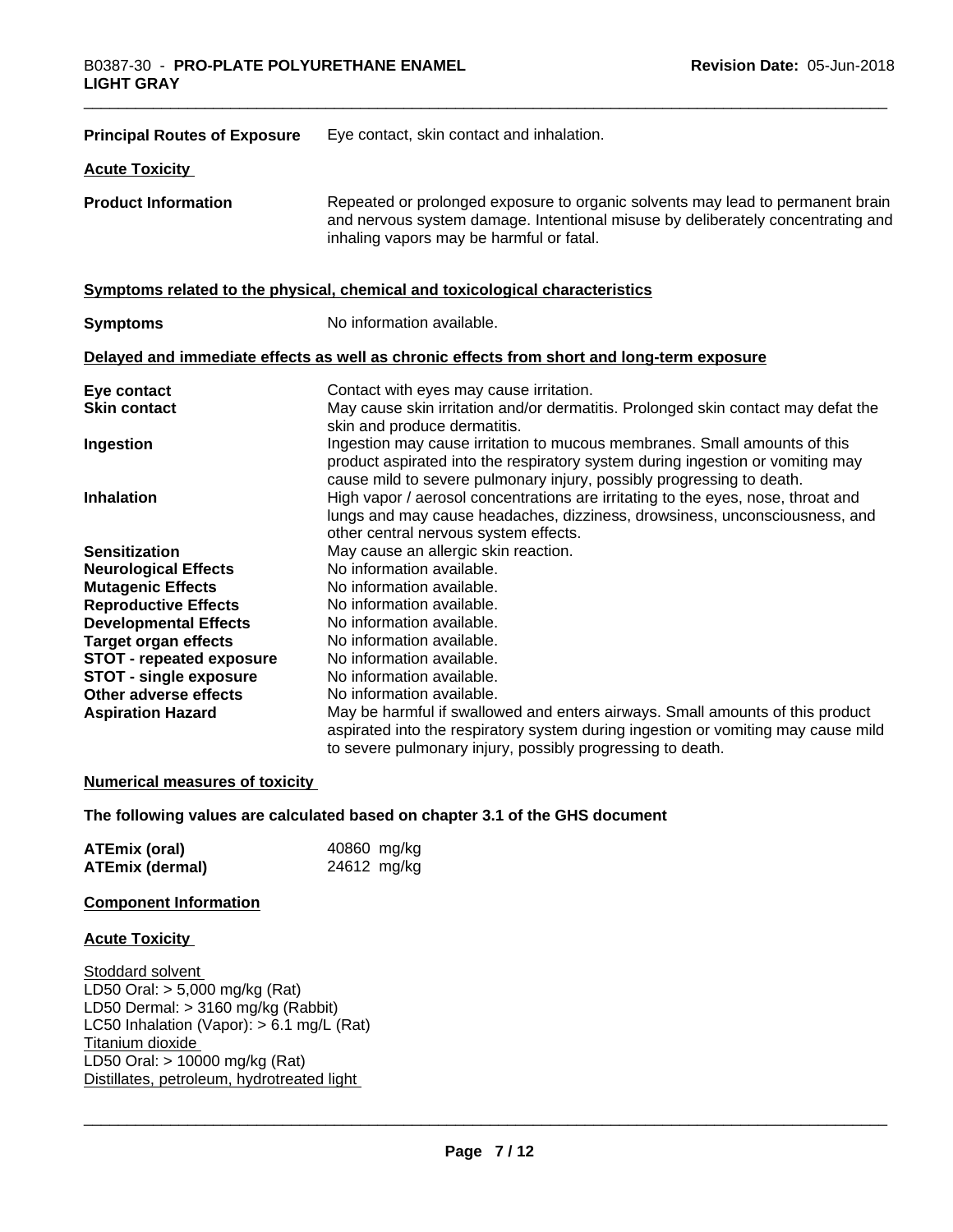| | |
|---|---|
| **Principal Routes of Exposure** | Eye contact, skin contact and inhalation. |

**Acute Toxicity**

| | |
|---|---|
| **Product Information** | Repeated or prolonged exposure to organic solvents may lead to permanent brain and nervous system damage. Intentional misuse by deliberately concentrating and inhaling vapors may be harmful or fatal. |

**Symptoms related to the physical, chemical and toxicological characteristics**

| | |
|---|---|
| **Symptoms** | No information available. |

**Delayed and immediate effects as well as chronic effects from short and long-term exposure**

| | |
|---|---|
| **Eye contact** | Contact with eyes may cause irritation. |
| **Skin contact** | May cause skin irritation and/or dermatitis. Prolonged skin contact may defat the skin and produce dermatitis. |
| **Ingestion** | Ingestion may cause irritation to mucous membranes. Small amounts of this product aspirated into the respiratory system during ingestion or vomiting may cause mild to severe pulmonary injury, possibly progressing to death. |
| **Inhalation** | High vapor / aerosol concentrations are irritating to the eyes, nose, throat and lungs and may cause headaches, dizziness, drowsiness, unconsciousness, and other central nervous system effects. |
| **Sensitization** | May cause an allergic skin reaction. |
| **Neurological Effects** | No information available. |
| **Mutagenic Effects** | No information available. |
| **Reproductive Effects** | No information available. |
| **Developmental Effects** | No information available. |
| **Target organ effects** | No information available. |
| **STOT - repeated exposure** | No information available. |
| **STOT - single exposure** | No information available. |
| **Other adverse effects** | No information available. |
| **Aspiration Hazard** | May be harmful if swallowed and enters airways. Small amounts of this product aspirated into the respiratory system during ingestion or vomiting may cause mild to severe pulmonary injury, possibly progressing to death. |

**Numerical measures of toxicity**

**The following values are calculated based on chapter 3.1 of the GHS document**

| | |
|---|---|
| **ATEmix (oral)** | 40860 mg/kg |
| **ATEmix (dermal)** | 24612 mg/kg |

**Component Information**

**Acute Toxicity**

Stoddard solvent
LD50 Oral: > 5,000 mg/kg (Rat)
LD50 Dermal: > 3160 mg/kg (Rabbit)
LC50 Inhalation (Vapor): > 6.1 mg/L (Rat)
Titanium dioxide
LD50 Oral: > 10000 mg/kg (Rat)
Distillates, petroleum, hydrotreated light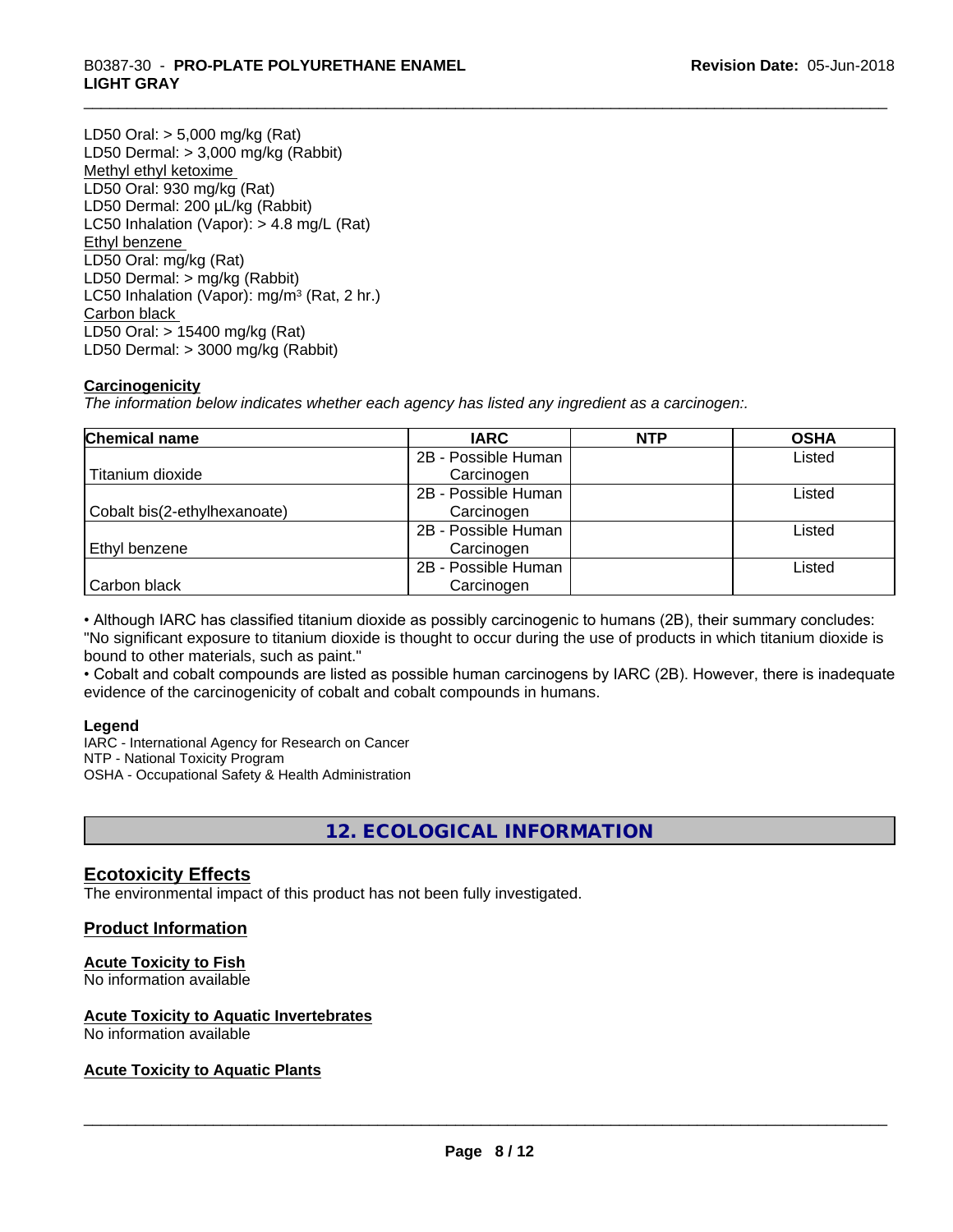LD50 Oral: > 5,000 mg/kg (Rat)
LD50 Dermal: > 3,000 mg/kg (Rabbit)

Methyl ethyl ketoxime
LD50 Oral: 930 mg/kg (Rat)
LD50 Dermal: 200 µL/kg (Rabbit)
LC50 Inhalation (Vapor): > 4.8 mg/L (Rat)

Ethyl benzene
LD50 Oral: mg/kg (Rat)
LD50 Dermal: > mg/kg (Rabbit)
LC50 Inhalation (Vapor): mg/m³ (Rat, 2 hr.)

Carbon black
LD50 Oral: > 15400 mg/kg (Rat)
LD50 Dermal: > 3000 mg/kg (Rabbit)

**Carcinogenicity**

*The information below indicates whether each agency has listed any ingredient as a carcinogen:.*

| Chemical name | IARC | NTP | OSHA |
|---|---|---|---|
| Titanium dioxide | 2B - Possible Human Carcinogen | | Listed |
| Cobalt bis(2-ethylhexanoate) | 2B - Possible Human Carcinogen | | Listed |
| Ethyl benzene | 2B - Possible Human Carcinogen | | Listed |
| Carbon black | 2B - Possible Human Carcinogen | | Listed |

• Although IARC has classified titanium dioxide as possibly carcinogenic to humans (2B), their summary concludes: "No significant exposure to titanium dioxide is thought to occur during the use of products in which titanium dioxide is bound to other materials, such as paint."

• Cobalt and cobalt compounds are listed as possible human carcinogens by IARC (2B). However, there is inadequate evidence of the carcinogenicity of cobalt and cobalt compounds in humans.

**Legend**

IARC - International Agency for Research on Cancer
NTP - National Toxicity Program
OSHA - Occupational Safety & Health Administration

## 12. ECOLOGICAL INFORMATION

### Ecotoxicity Effects

The environmental impact of this product has not been fully investigated.

### Product Information

**Acute Toxicity to Fish**

No information available

**Acute Toxicity to Aquatic Invertebrates**

No information available

**Acute Toxicity to Aquatic Plants**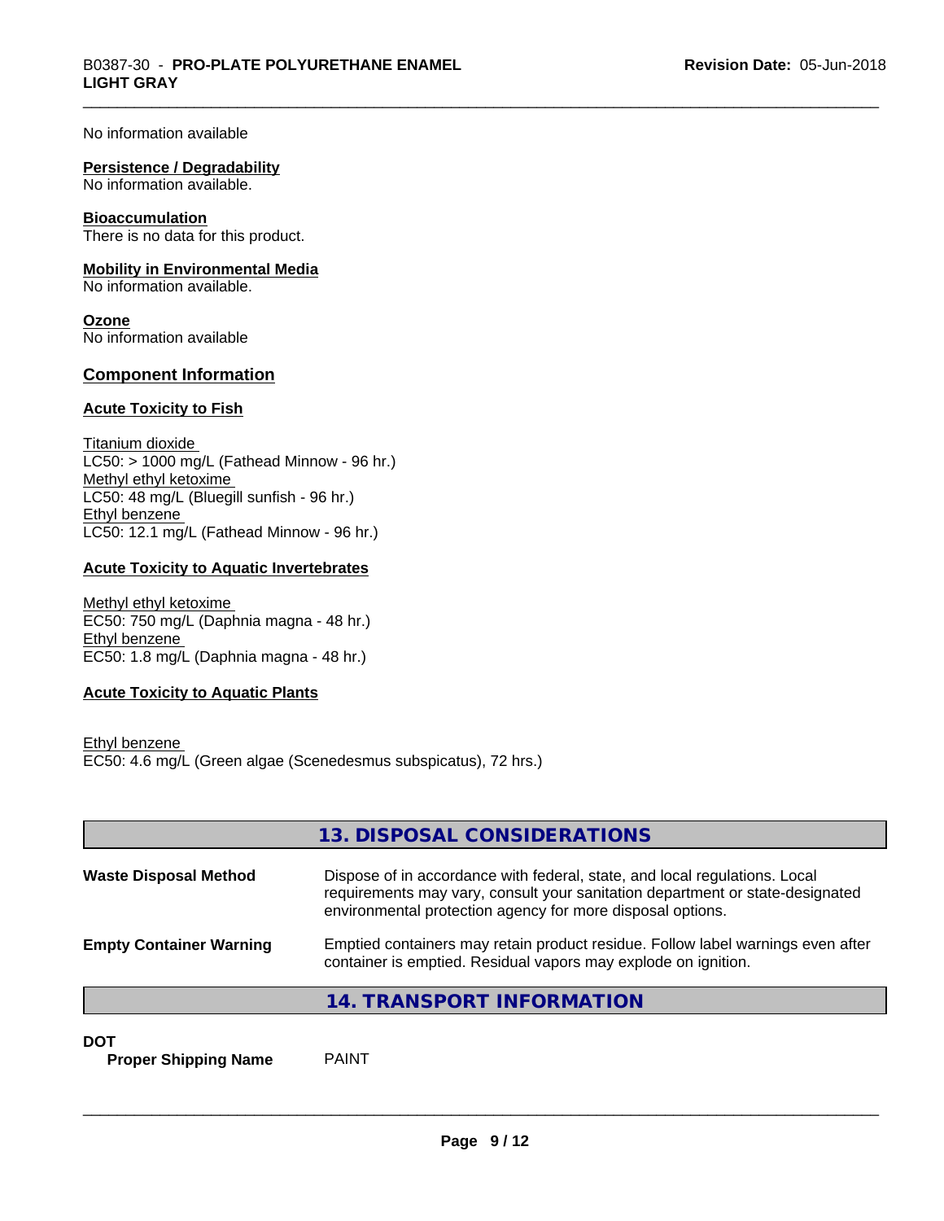No information available

**Persistence / Degradability**
No information available.

**Bioaccumulation**
There is no data for this product.

**Mobility in Environmental Media**
No information available.

**Ozone**
No information available

## Component Information

### Acute Toxicity to Fish

Titanium dioxide
LC50: > 1000 mg/L (Fathead Minnow - 96 hr.)
Methyl ethyl ketoxime
LC50: 48 mg/L (Bluegill sunfish - 96 hr.)
Ethyl benzene
LC50: 12.1 mg/L (Fathead Minnow - 96 hr.)

### Acute Toxicity to Aquatic Invertebrates

Methyl ethyl ketoxime
EC50: 750 mg/L (Daphnia magna - 48 hr.)
Ethyl benzene
EC50: 1.8 mg/L (Daphnia magna - 48 hr.)

### Acute Toxicity to Aquatic Plants

Ethyl benzene
EC50: 4.6 mg/L (Green algae (Scenedesmus subspicatus), 72 hrs.)

## 13. DISPOSAL CONSIDERATIONS

| | |
|---|---|
| **Waste Disposal Method** | Dispose of in accordance with federal, state, and local regulations. Local requirements may vary, consult your sanitation department or state-designated environmental protection agency for more disposal options. |
| **Empty Container Warning** | Emptied containers may retain product residue. Follow label warnings even after container is emptied. Residual vapors may explode on ignition. |

## 14. TRANSPORT INFORMATION

**DOT**

| | |
|---|---|
| **Proper Shipping Name** | PAINT |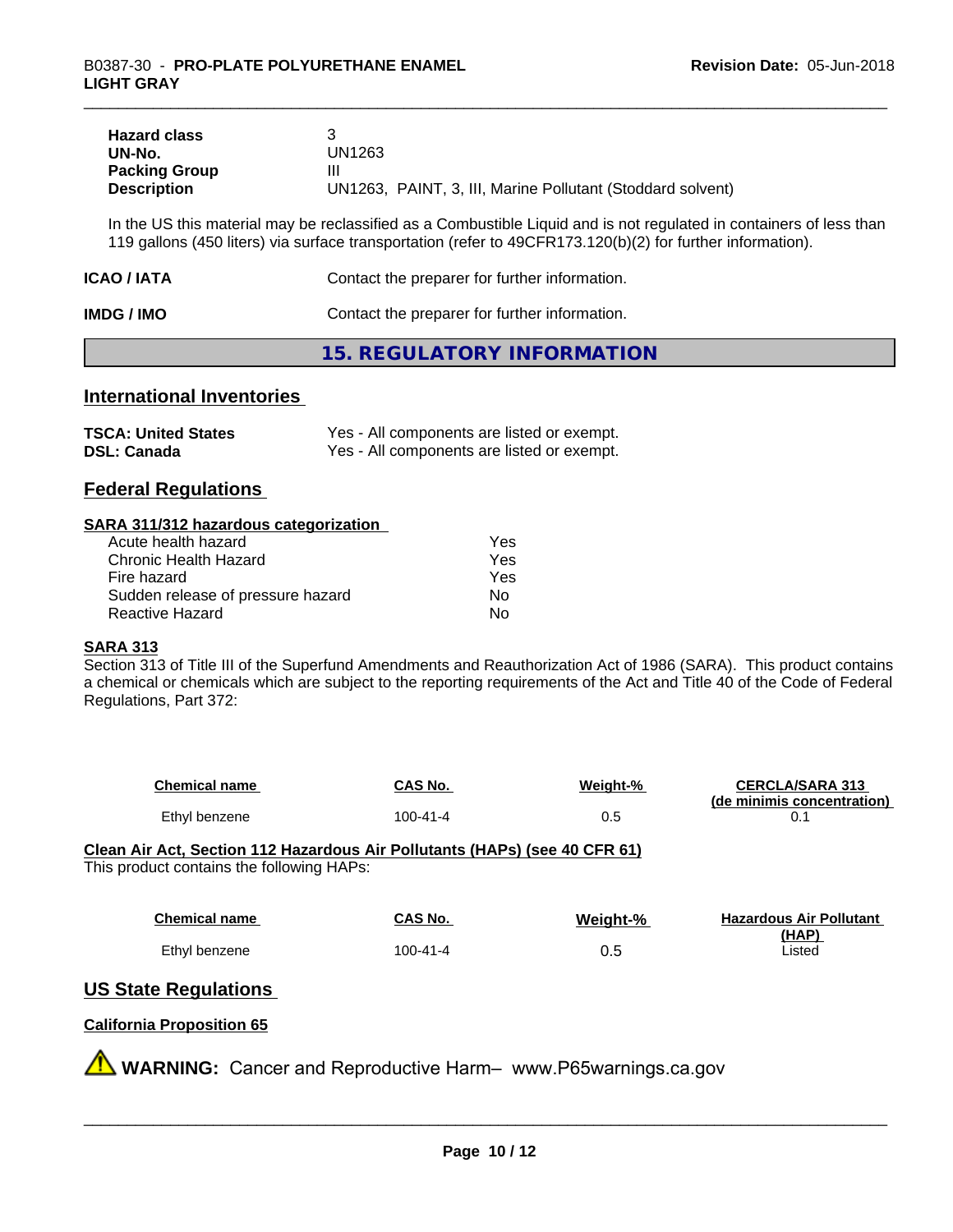| | |
|---|---|
| **Hazard class** | 3 |
| **UN-No.** | UN1263 |
| **Packing Group** | III |
| **Description** | UN1263, PAINT, 3, III, Marine Pollutant (Stoddard solvent) |

In the US this material may be reclassified as a Combustible Liquid and is not regulated in containers of less than 119 gallons (450 liters) via surface transportation (refer to 49CFR173.120(b)(2) for further information).

**ICAO / IATA** Contact the preparer for further information.

**IMDG / IMO** Contact the preparer for further information.

## 15. REGULATORY INFORMATION

### International Inventories

| | |
|---|---|
| **TSCA: United States** | Yes - All components are listed or exempt. |
| **DSL: Canada** | Yes - All components are listed or exempt. |

### Federal Regulations

**SARA 311/312 hazardous categorization**

| | |
|---|---|
| Acute health hazard | Yes |
| Chronic Health Hazard | Yes |
| Fire hazard | Yes |
| Sudden release of pressure hazard | No |
| Reactive Hazard | No |

**SARA 313**

Section 313 of Title III of the Superfund Amendments and Reauthorization Act of 1986 (SARA). This product contains a chemical or chemicals which are subject to the reporting requirements of the Act and Title 40 of the Code of Federal Regulations, Part 372:

| Chemical name | CAS No. | Weight-% | CERCLA/SARA 313 (de minimis concentration) |
|---|---|---|---|
| Ethyl benzene | 100-41-4 | 0.5 | 0.1 |

**Clean Air Act, Section 112 Hazardous Air Pollutants (HAPs) (see 40 CFR 61)**

This product contains the following HAPs:

| Chemical name | CAS No. | Weight-% | Hazardous Air Pollutant (HAP) |
|---|---|---|---|
| Ethyl benzene | 100-41-4 | 0.5 | Listed |

### US State Regulations

**California Proposition 65**

⚠ **WARNING:** Cancer and Reproductive Harm– www.P65warnings.ca.gov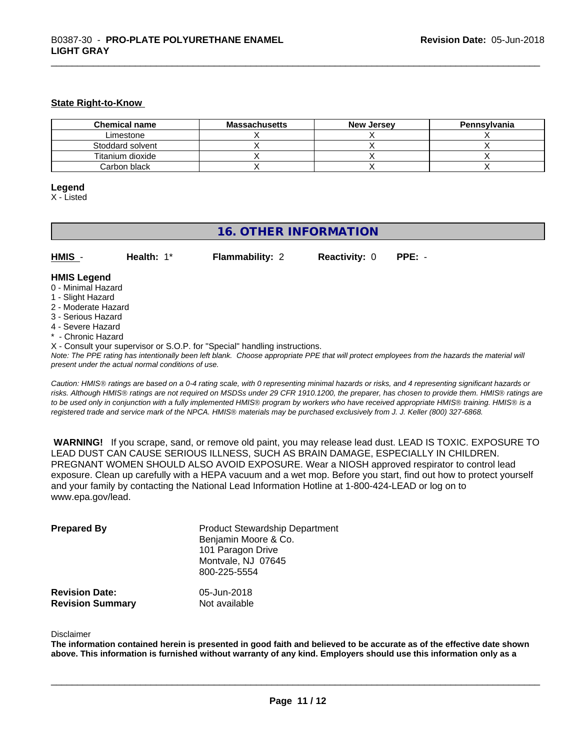#### State Right-to-Know

| Chemical name | Massachusetts | New Jersey | Pennsylvania |
|---|---|---|---|
| Limestone | X | X | X |
| Stoddard solvent | X | X | X |
| Titanium dioxide | X | X | X |
| Carbon black | X | X | X |

**Legend**
X - Listed

## 16. OTHER INFORMATION

**HMIS** - **Health:** 1* **Flammability:** 2 **Reactivity:** 0 **PPE:** -

**HMIS Legend**
0 - Minimal Hazard
1 - Slight Hazard
2 - Moderate Hazard
3 - Serious Hazard
4 - Severe Hazard
* - Chronic Hazard
X - Consult your supervisor or S.O.P. for "Special" handling instructions.
*Note: The PPE rating has intentionally been left blank. Choose appropriate PPE that will protect employees from the hazards the material will present under the actual normal conditions of use.*

*Caution: HMIS® ratings are based on a 0-4 rating scale, with 0 representing minimal hazards or risks, and 4 representing significant hazards or risks. Although HMIS® ratings are not required on MSDSs under 29 CFR 1910.1200, the preparer, has chosen to provide them. HMIS® ratings are to be used only in conjunction with a fully implemented HMIS® program by workers who have received appropriate HMIS® training. HMIS® is a registered trade and service mark of the NPCA. HMIS® materials may be purchased exclusively from J. J. Keller (800) 327-6868.*

**WARNING!** If you scrape, sand, or remove old paint, you may release lead dust. LEAD IS TOXIC. EXPOSURE TO LEAD DUST CAN CAUSE SERIOUS ILLNESS, SUCH AS BRAIN DAMAGE, ESPECIALLY IN CHILDREN. PREGNANT WOMEN SHOULD ALSO AVOID EXPOSURE. Wear a NIOSH approved respirator to control lead exposure. Clean up carefully with a HEPA vacuum and a wet mop. Before you start, find out how to protect yourself and your family by contacting the National Lead Information Hotline at 1-800-424-LEAD or log on to www.epa.gov/lead.

**Prepared By**
Product Stewardship Department
Benjamin Moore & Co.
101 Paragon Drive
Montvale, NJ 07645
800-225-5554

**Revision Date:** 05-Jun-2018
**Revision Summary** Not available

Disclaimer
**The information contained herein is presented in good faith and believed to be accurate as of the effective date shown above. This information is furnished without warranty of any kind. Employers should use this information only as a**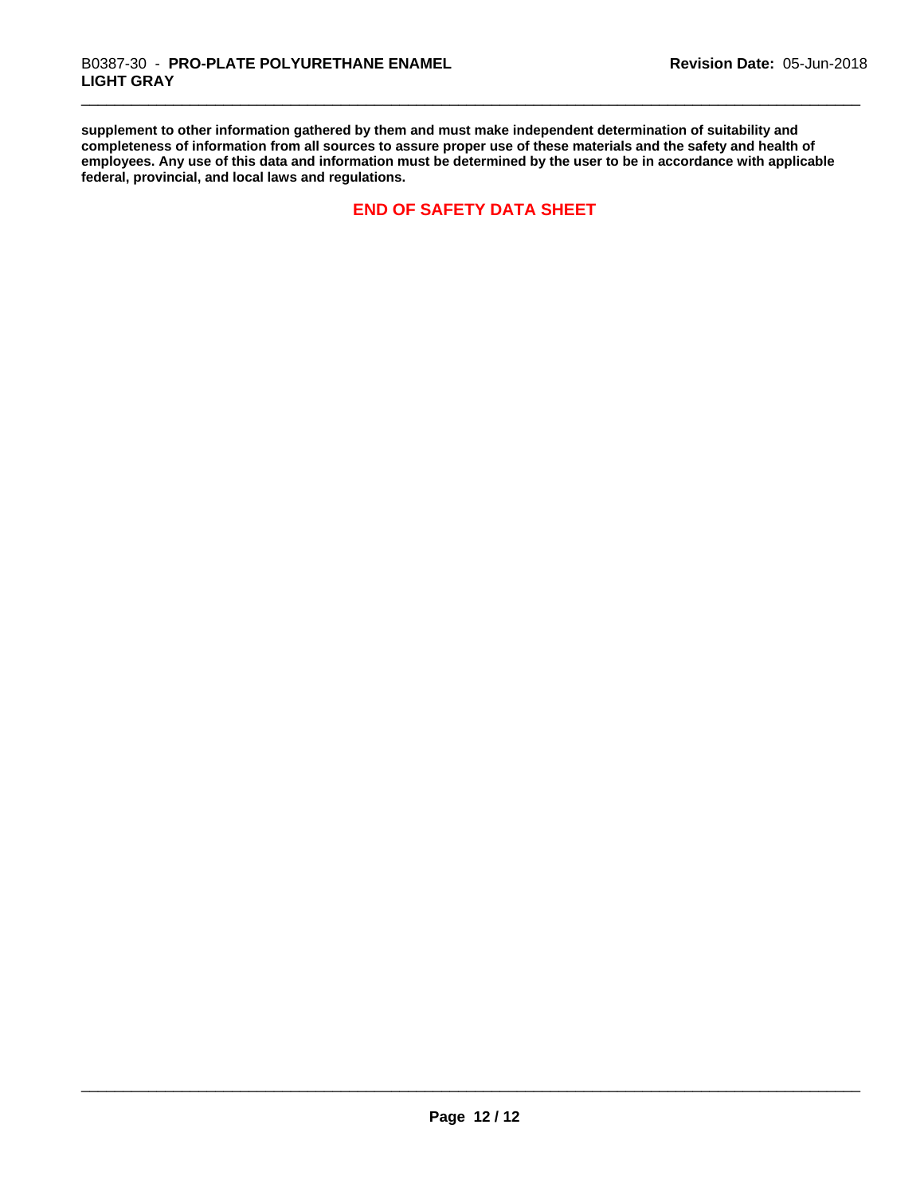**supplement to other information gathered by them and must make independent determination of suitability and completeness of information from all sources to assure proper use of these materials and the safety and health of employees. Any use of this data and information must be determined by the user to be in accordance with applicable federal, provincial, and local laws and regulations.**

**END OF SAFETY DATA SHEET**